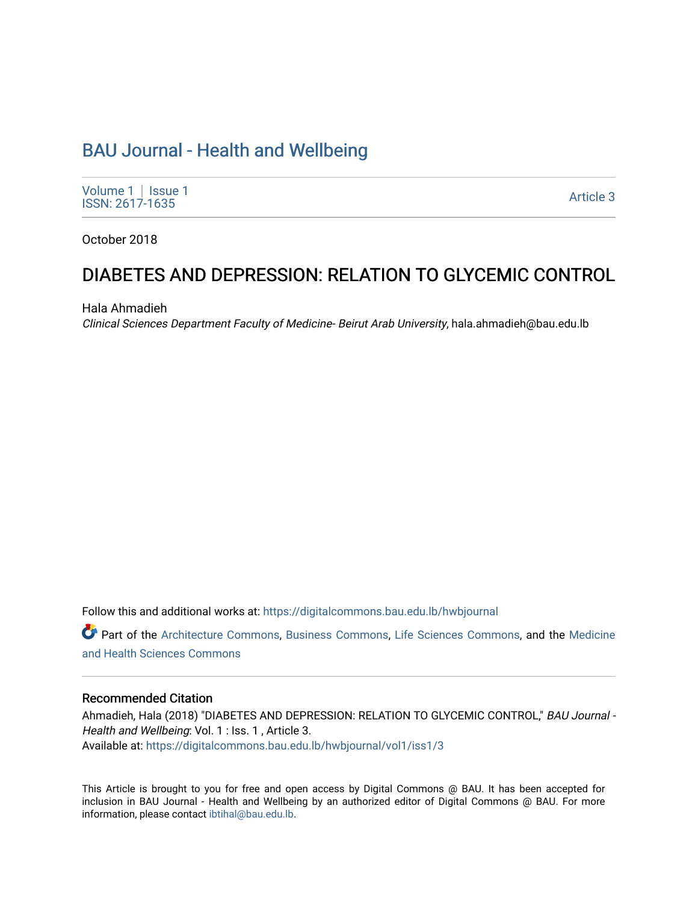# BAU Journal - Health and Wellbeing

Volume 1 | Issue 1
ISSN: 2617-1635

Article 3

October 2018

## DIABETES AND DEPRESSION: RELATION TO GLYCEMIC CONTROL

Hala Ahmadieh
*Clinical Sciences Department Faculty of Medicine- Beirut Arab University*, hala.ahmadieh@bau.edu.lb

Follow this and additional works at: https://digitalcommons.bau.edu.lb/hwbjournal

Part of the Architecture Commons, Business Commons, Life Sciences Commons, and the Medicine and Health Sciences Commons

### Recommended Citation

Ahmadieh, Hala (2018) "DIABETES AND DEPRESSION: RELATION TO GLYCEMIC CONTROL," *BAU Journal - Health and Wellbeing*: Vol. 1 : Iss. 1 , Article 3.
Available at: https://digitalcommons.bau.edu.lb/hwbjournal/vol1/iss1/3

This Article is brought to you for free and open access by Digital Commons @ BAU. It has been accepted for inclusion in BAU Journal - Health and Wellbeing by an authorized editor of Digital Commons @ BAU. For more information, please contact ibtihal@bau.edu.lb.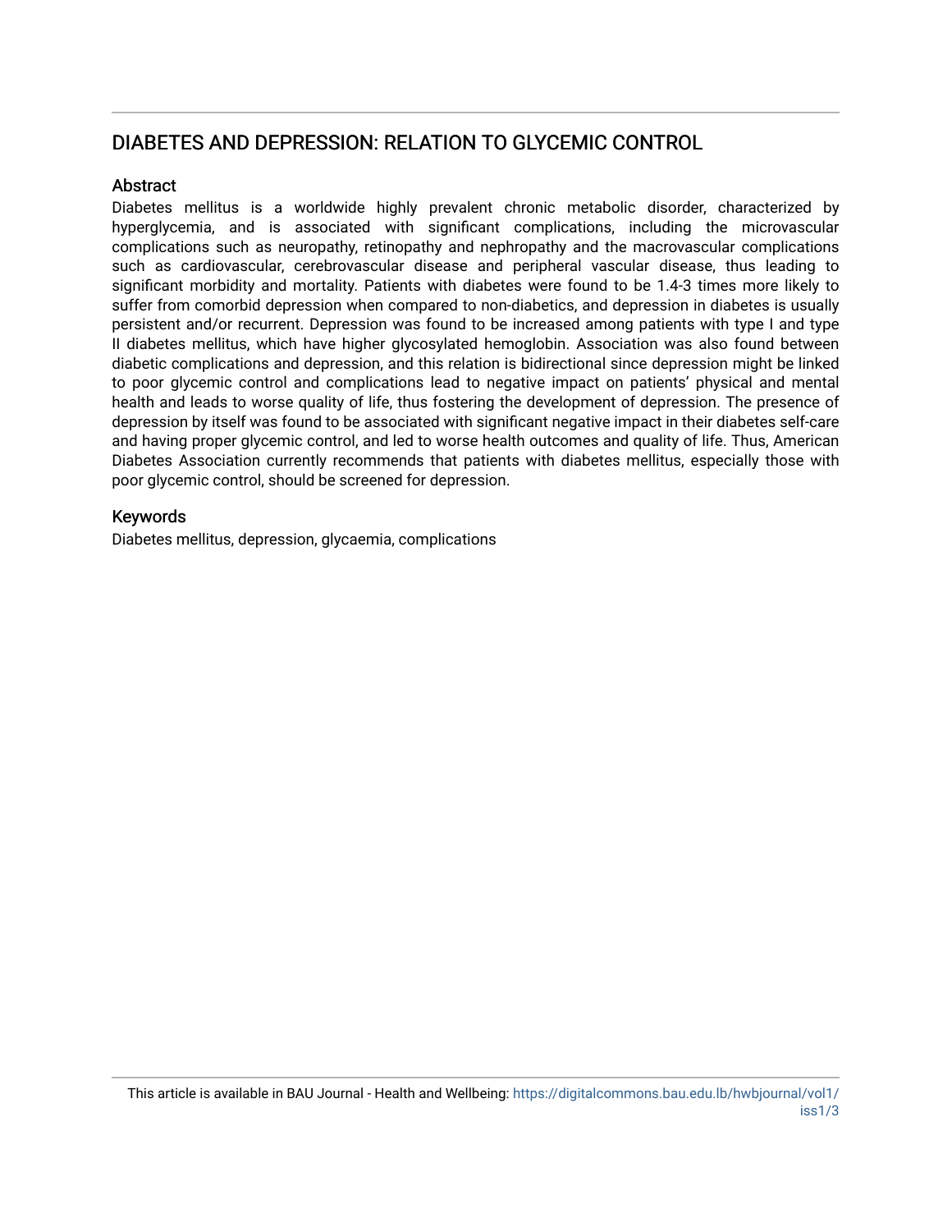## DIABETES AND DEPRESSION: RELATION TO GLYCEMIC CONTROL

### Abstract

Diabetes mellitus is a worldwide highly prevalent chronic metabolic disorder, characterized by hyperglycemia, and is associated with significant complications, including the microvascular complications such as neuropathy, retinopathy and nephropathy and the macrovascular complications such as cardiovascular, cerebrovascular disease and peripheral vascular disease, thus leading to significant morbidity and mortality. Patients with diabetes were found to be 1.4-3 times more likely to suffer from comorbid depression when compared to non-diabetics, and depression in diabetes is usually persistent and/or recurrent. Depression was found to be increased among patients with type I and type II diabetes mellitus, which have higher glycosylated hemoglobin. Association was also found between diabetic complications and depression, and this relation is bidirectional since depression might be linked to poor glycemic control and complications lead to negative impact on patients' physical and mental health and leads to worse quality of life, thus fostering the development of depression. The presence of depression by itself was found to be associated with significant negative impact in their diabetes self-care and having proper glycemic control, and led to worse health outcomes and quality of life. Thus, American Diabetes Association currently recommends that patients with diabetes mellitus, especially those with poor glycemic control, should be screened for depression.

### Keywords

Diabetes mellitus, depression, glycaemia, complications

This article is available in BAU Journal - Health and Wellbeing: https://digitalcommons.bau.edu.lb/hwbjournal/vol1/iss1/3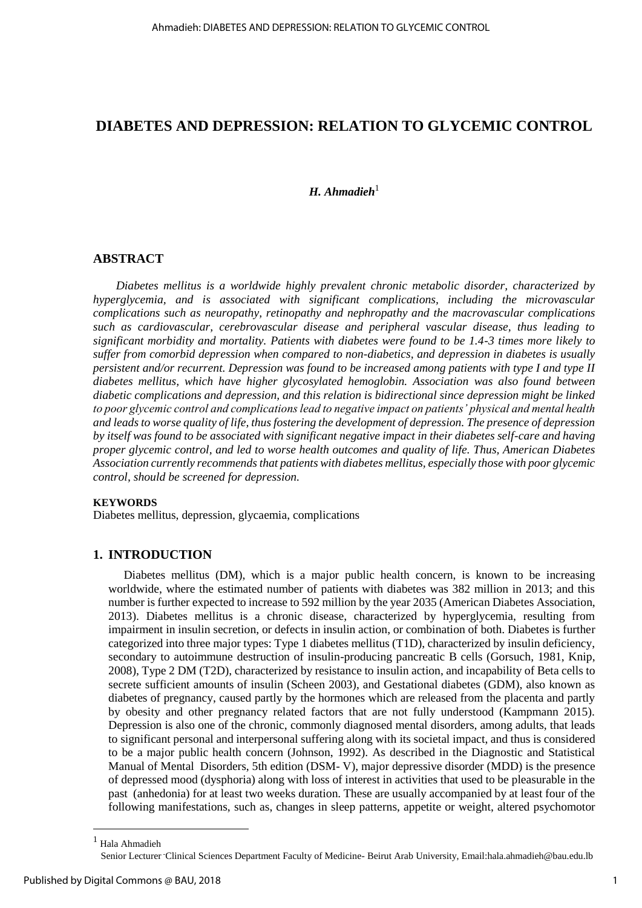# DIABETES AND DEPRESSION: RELATION TO GLYCEMIC CONTROL

***H. Ahmadieh***[1]

## ABSTRACT

*Diabetes mellitus is a worldwide highly prevalent chronic metabolic disorder, characterized by hyperglycemia, and is associated with significant complications, including the microvascular complications such as neuropathy, retinopathy and nephropathy and the macrovascular complications such as cardiovascular, cerebrovascular disease and peripheral vascular disease, thus leading to significant morbidity and mortality. Patients with diabetes were found to be 1.4-3 times more likely to suffer from comorbid depression when compared to non-diabetics, and depression in diabetes is usually persistent and/or recurrent. Depression was found to be increased among patients with type I and type II diabetes mellitus, which have higher glycosylated hemoglobin. Association was also found between diabetic complications and depression, and this relation is bidirectional since depression might be linked to poor glycemic control and complications lead to negative impact on patients' physical and mental health and leads to worse quality of life, thus fostering the development of depression. The presence of depression by itself was found to be associated with significant negative impact in their diabetes self-care and having proper glycemic control, and led to worse health outcomes and quality of life. Thus, American Diabetes Association currently recommends that patients with diabetes mellitus, especially those with poor glycemic control, should be screened for depression.*

**KEYWORDS**

Diabetes mellitus, depression, glycaemia, complications

## 1. INTRODUCTION

Diabetes mellitus (DM), which is a major public health concern, is known to be increasing worldwide, where the estimated number of patients with diabetes was 382 million in 2013; and this number is further expected to increase to 592 million by the year 2035 (American Diabetes Association, 2013). Diabetes mellitus is a chronic disease, characterized by hyperglycemia, resulting from impairment in insulin secretion, or defects in insulin action, or combination of both. Diabetes is further categorized into three major types: Type 1 diabetes mellitus (T1D), characterized by insulin deficiency, secondary to autoimmune destruction of insulin-producing pancreatic B cells (Gorsuch, 1981, Knip, 2008), Type 2 DM (T2D), characterized by resistance to insulin action, and incapability of Beta cells to secrete sufficient amounts of insulin (Scheen 2003), and Gestational diabetes (GDM), also known as diabetes of pregnancy, caused partly by the hormones which are released from the placenta and partly by obesity and other pregnancy related factors that are not fully understood (Kampmann 2015). Depression is also one of the chronic, commonly diagnosed mental disorders, among adults, that leads to significant personal and interpersonal suffering along with its societal impact, and thus is considered to be a major public health concern (Johnson, 1992). As described in the Diagnostic and Statistical Manual of Mental Disorders, 5th edition (DSM- V), major depressive disorder (MDD) is the presence of depressed mood (dysphoria) along with loss of interest in activities that used to be pleasurable in the past (anhedonia) for at least two weeks duration. These are usually accompanied by at least four of the following manifestations, such as, changes in sleep patterns, appetite or weight, altered psychomotor

---

[1] Hala Ahmadieh
Senior Lecturer - Clinical Sciences Department Faculty of Medicine- Beirut Arab University, Email:hala.ahmadieh@bau.edu.lb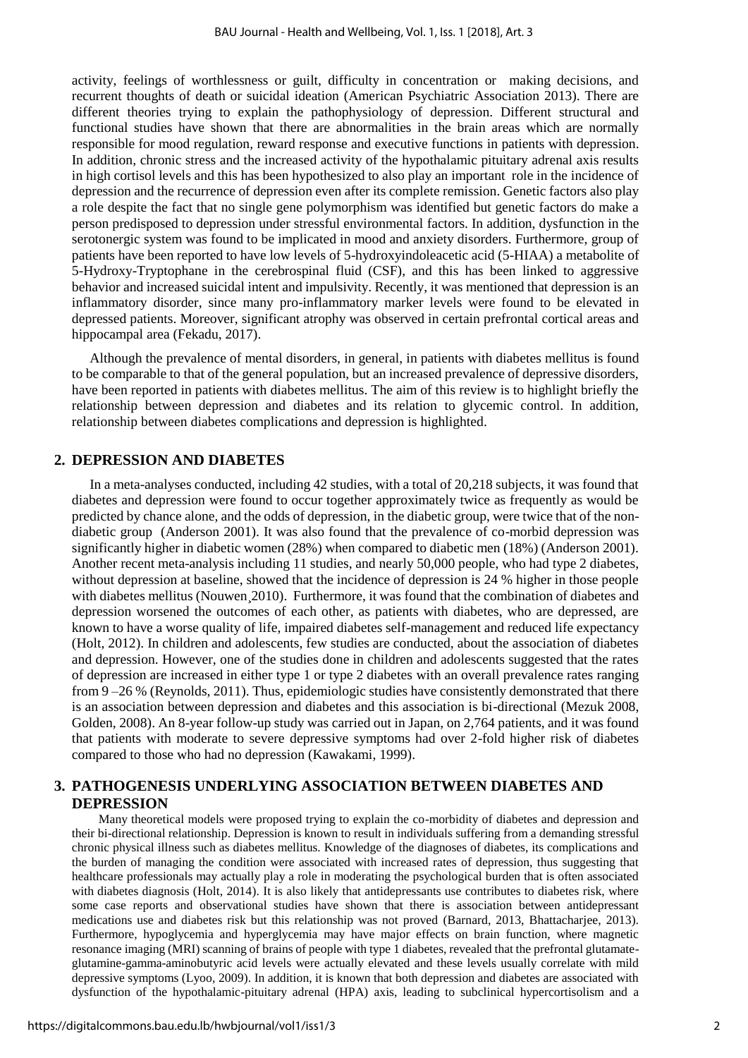activity, feelings of worthlessness or guilt, difficulty in concentration or making decisions, and recurrent thoughts of death or suicidal ideation (American Psychiatric Association 2013). There are different theories trying to explain the pathophysiology of depression. Different structural and functional studies have shown that there are abnormalities in the brain areas which are normally responsible for mood regulation, reward response and executive functions in patients with depression. In addition, chronic stress and the increased activity of the hypothalamic pituitary adrenal axis results in high cortisol levels and this has been hypothesized to also play an important role in the incidence of depression and the recurrence of depression even after its complete remission. Genetic factors also play a role despite the fact that no single gene polymorphism was identified but genetic factors do make a person predisposed to depression under stressful environmental factors. In addition, dysfunction in the serotonergic system was found to be implicated in mood and anxiety disorders. Furthermore, group of patients have been reported to have low levels of 5-hydroxyindoleacetic acid (5-HIAA) a metabolite of 5-Hydroxy-Tryptophane in the cerebrospinal fluid (CSF), and this has been linked to aggressive behavior and increased suicidal intent and impulsivity. Recently, it was mentioned that depression is an inflammatory disorder, since many pro-inflammatory marker levels were found to be elevated in depressed patients. Moreover, significant atrophy was observed in certain prefrontal cortical areas and hippocampal area (Fekadu, 2017).

Although the prevalence of mental disorders, in general, in patients with diabetes mellitus is found to be comparable to that of the general population, but an increased prevalence of depressive disorders, have been reported in patients with diabetes mellitus. The aim of this review is to highlight briefly the relationship between depression and diabetes and its relation to glycemic control. In addition, relationship between diabetes complications and depression is highlighted.

## 2. DEPRESSION AND DIABETES

In a meta-analyses conducted, including 42 studies, with a total of 20,218 subjects, it was found that diabetes and depression were found to occur together approximately twice as frequently as would be predicted by chance alone, and the odds of depression, in the diabetic group, were twice that of the non-diabetic group (Anderson 2001). It was also found that the prevalence of co-morbid depression was significantly higher in diabetic women (28%) when compared to diabetic men (18%) (Anderson 2001). Another recent meta-analysis including 11 studies, and nearly 50,000 people, who had type 2 diabetes, without depression at baseline, showed that the incidence of depression is 24 % higher in those people with diabetes mellitus (Nouwen¸2010). Furthermore, it was found that the combination of diabetes and depression worsened the outcomes of each other, as patients with diabetes, who are depressed, are known to have a worse quality of life, impaired diabetes self-management and reduced life expectancy (Holt, 2012). In children and adolescents, few studies are conducted, about the association of diabetes and depression. However, one of the studies done in children and adolescents suggested that the rates of depression are increased in either type 1 or type 2 diabetes with an overall prevalence rates ranging from 9 –26 % (Reynolds, 2011). Thus, epidemiologic studies have consistently demonstrated that there is an association between depression and diabetes and this association is bi-directional (Mezuk 2008, Golden, 2008). An 8-year follow-up study was carried out in Japan, on 2,764 patients, and it was found that patients with moderate to severe depressive symptoms had over 2-fold higher risk of diabetes compared to those who had no depression (Kawakami, 1999).

## 3. PATHOGENESIS UNDERLYING ASSOCIATION BETWEEN DIABETES AND DEPRESSION

Many theoretical models were proposed trying to explain the co-morbidity of diabetes and depression and their bi-directional relationship. Depression is known to result in individuals suffering from a demanding stressful chronic physical illness such as diabetes mellitus. Knowledge of the diagnoses of diabetes, its complications and the burden of managing the condition were associated with increased rates of depression, thus suggesting that healthcare professionals may actually play a role in moderating the psychological burden that is often associated with diabetes diagnosis (Holt, 2014). It is also likely that antidepressants use contributes to diabetes risk, where some case reports and observational studies have shown that there is association between antidepressant medications use and diabetes risk but this relationship was not proved (Barnard, 2013, Bhattacharjee, 2013). Furthermore, hypoglycemia and hyperglycemia may have major effects on brain function, where magnetic resonance imaging (MRI) scanning of brains of people with type 1 diabetes, revealed that the prefrontal glutamate-glutamine-gamma-aminobutyric acid levels were actually elevated and these levels usually correlate with mild depressive symptoms (Lyoo, 2009). In addition, it is known that both depression and diabetes are associated with dysfunction of the hypothalamic-pituitary adrenal (HPA) axis, leading to subclinical hypercortisolism and a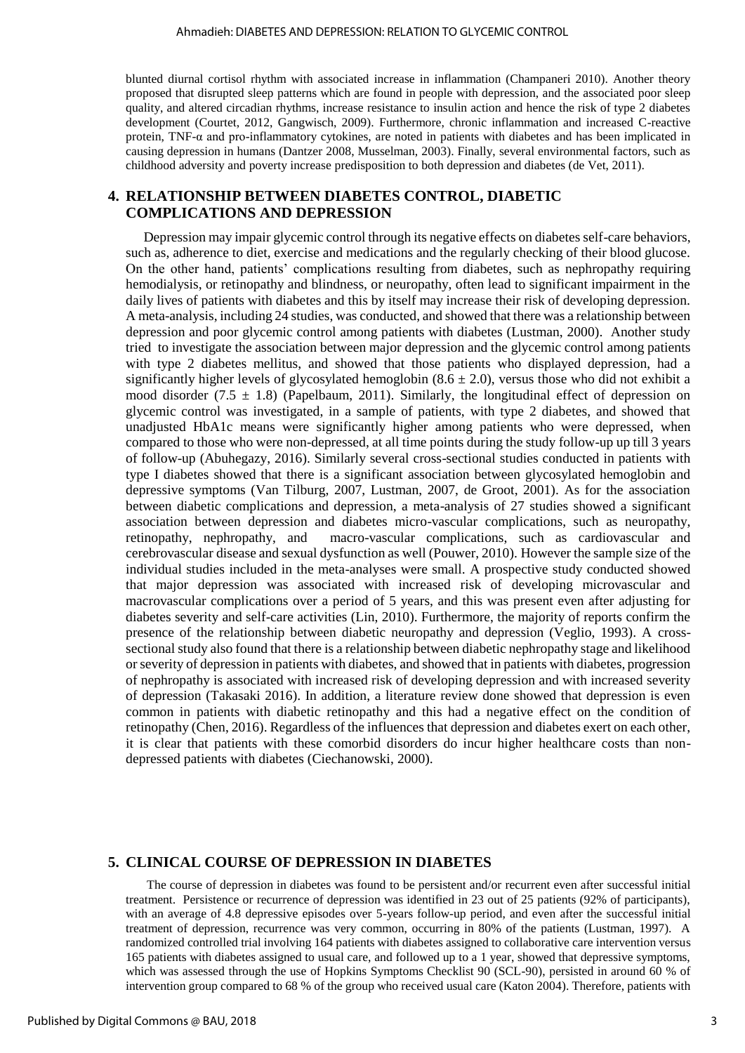blunted diurnal cortisol rhythm with associated increase in inflammation (Champaneri 2010). Another theory proposed that disrupted sleep patterns which are found in people with depression, and the associated poor sleep quality, and altered circadian rhythms, increase resistance to insulin action and hence the risk of type 2 diabetes development (Courtet, 2012, Gangwisch, 2009). Furthermore, chronic inflammation and increased C-reactive protein, TNF-α and pro-inflammatory cytokines, are noted in patients with diabetes and has been implicated in causing depression in humans (Dantzer 2008, Musselman, 2003). Finally, several environmental factors, such as childhood adversity and poverty increase predisposition to both depression and diabetes (de Vet, 2011).

## 4. RELATIONSHIP BETWEEN DIABETES CONTROL, DIABETIC COMPLICATIONS AND DEPRESSION

Depression may impair glycemic control through its negative effects on diabetes self-care behaviors, such as, adherence to diet, exercise and medications and the regularly checking of their blood glucose. On the other hand, patients' complications resulting from diabetes, such as nephropathy requiring hemodialysis, or retinopathy and blindness, or neuropathy, often lead to significant impairment in the daily lives of patients with diabetes and this by itself may increase their risk of developing depression. A meta-analysis, including 24 studies, was conducted, and showed that there was a relationship between depression and poor glycemic control among patients with diabetes (Lustman, 2000). Another study tried to investigate the association between major depression and the glycemic control among patients with type 2 diabetes mellitus, and showed that those patients who displayed depression, had a significantly higher levels of glycosylated hemoglobin ($8.6 \pm 2.0$), versus those who did not exhibit a mood disorder ($7.5 \pm 1.8$) (Papelbaum, 2011). Similarly, the longitudinal effect of depression on glycemic control was investigated, in a sample of patients, with type 2 diabetes, and showed that unadjusted HbA1c means were significantly higher among patients who were depressed, when compared to those who were non-depressed, at all time points during the study follow-up up till 3 years of follow-up (Abuhegazy, 2016). Similarly several cross-sectional studies conducted in patients with type I diabetes showed that there is a significant association between glycosylated hemoglobin and depressive symptoms (Van Tilburg, 2007, Lustman, 2007, de Groot, 2001). As for the association between diabetic complications and depression, a meta-analysis of 27 studies showed a significant association between depression and diabetes micro-vascular complications, such as neuropathy, retinopathy, nephropathy, and macro-vascular complications, such as cardiovascular and cerebrovascular disease and sexual dysfunction as well (Pouwer, 2010). However the sample size of the individual studies included in the meta-analyses were small. A prospective study conducted showed that major depression was associated with increased risk of developing microvascular and macrovascular complications over a period of 5 years, and this was present even after adjusting for diabetes severity and self-care activities (Lin, 2010). Furthermore, the majority of reports confirm the presence of the relationship between diabetic neuropathy and depression (Veglio, 1993). A cross-sectional study also found that there is a relationship between diabetic nephropathy stage and likelihood or severity of depression in patients with diabetes, and showed that in patients with diabetes, progression of nephropathy is associated with increased risk of developing depression and with increased severity of depression (Takasaki 2016). In addition, a literature review done showed that depression is even common in patients with diabetic retinopathy and this had a negative effect on the condition of retinopathy (Chen, 2016). Regardless of the influences that depression and diabetes exert on each other, it is clear that patients with these comorbid disorders do incur higher healthcare costs than non-depressed patients with diabetes (Ciechanowski, 2000).

## 5. CLINICAL COURSE OF DEPRESSION IN DIABETES

The course of depression in diabetes was found to be persistent and/or recurrent even after successful initial treatment. Persistence or recurrence of depression was identified in 23 out of 25 patients (92% of participants), with an average of 4.8 depressive episodes over 5-years follow-up period, and even after the successful initial treatment of depression, recurrence was very common, occurring in 80% of the patients (Lustman, 1997). A randomized controlled trial involving 164 patients with diabetes assigned to collaborative care intervention versus 165 patients with diabetes assigned to usual care, and followed up to a 1 year, showed that depressive symptoms, which was assessed through the use of Hopkins Symptoms Checklist 90 (SCL-90), persisted in around 60 % of intervention group compared to 68 % of the group who received usual care (Katon 2004). Therefore, patients with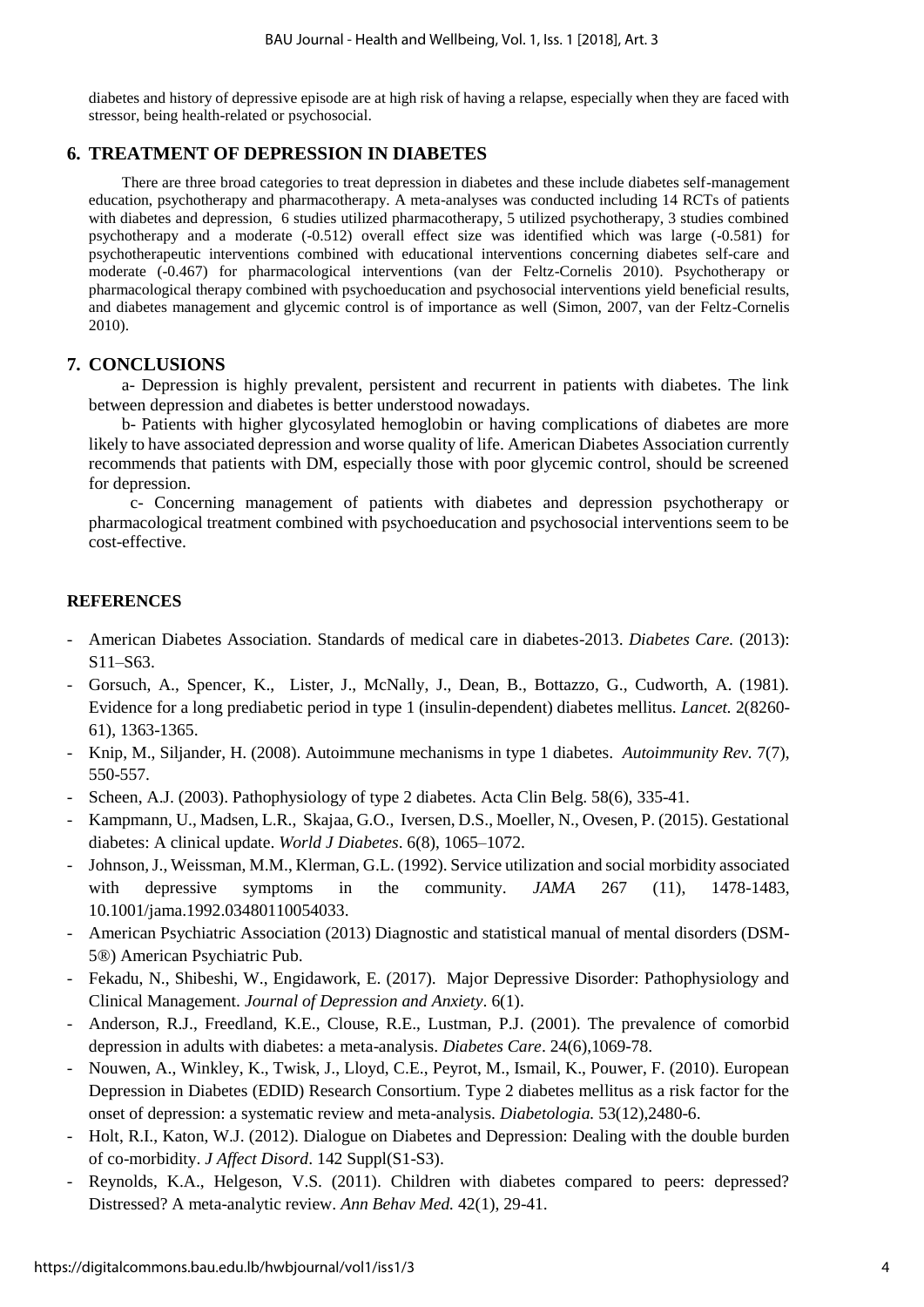diabetes and history of depressive episode are at high risk of having a relapse, especially when they are faced with stressor, being health-related or psychosocial.

## 6. TREATMENT OF DEPRESSION IN DIABETES

There are three broad categories to treat depression in diabetes and these include diabetes self-management education, psychotherapy and pharmacotherapy. A meta-analyses was conducted including 14 RCTs of patients with diabetes and depression, 6 studies utilized pharmacotherapy, 5 utilized psychotherapy, 3 studies combined psychotherapy and a moderate (-0.512) overall effect size was identified which was large (-0.581) for psychotherapeutic interventions combined with educational interventions concerning diabetes self-care and moderate (-0.467) for pharmacological interventions (van der Feltz-Cornelis 2010). Psychotherapy or pharmacological therapy combined with psychoeducation and psychosocial interventions yield beneficial results, and diabetes management and glycemic control is of importance as well (Simon, 2007, van der Feltz-Cornelis 2010).

## 7. CONCLUSIONS

a- Depression is highly prevalent, persistent and recurrent in patients with diabetes. The link between depression and diabetes is better understood nowadays.

b- Patients with higher glycosylated hemoglobin or having complications of diabetes are more likely to have associated depression and worse quality of life. American Diabetes Association currently recommends that patients with DM, especially those with poor glycemic control, should be screened for depression.

c- Concerning management of patients with diabetes and depression psychotherapy or pharmacological treatment combined with psychoeducation and psychosocial interventions seem to be cost-effective.

## REFERENCES

- American Diabetes Association. Standards of medical care in diabetes-2013. *Diabetes Care.* (2013): S11–S63.
- Gorsuch, A., Spencer, K., Lister, J., McNally, J., Dean, B., Bottazzo, G., Cudworth, A. (1981). Evidence for a long prediabetic period in type 1 (insulin-dependent) diabetes mellitus. *Lancet.* 2(8260-61), 1363-1365.
- Knip, M., Siljander, H. (2008). Autoimmune mechanisms in type 1 diabetes. *Autoimmunity Rev.* 7(7), 550-557.
- Scheen, A.J. (2003). Pathophysiology of type 2 diabetes. Acta Clin Belg. 58(6), 335-41.
- Kampmann, U., Madsen, L.R., Skajaa, G.O., Iversen, D.S., Moeller, N., Ovesen, P. (2015). Gestational diabetes: A clinical update. *World J Diabetes*. 6(8), 1065–1072.
- Johnson, J., Weissman, M.M., Klerman, G.L. (1992). Service utilization and social morbidity associated with depressive symptoms in the community. *JAMA* 267 (11), 1478-1483, 10.1001/jama.1992.03480110054033.
- American Psychiatric Association (2013) Diagnostic and statistical manual of mental disorders (DSM-5®) American Psychiatric Pub.
- Fekadu, N., Shibeshi, W., Engidawork, E. (2017). Major Depressive Disorder: Pathophysiology and Clinical Management. *Journal of Depression and Anxiety*. 6(1).
- Anderson, R.J., Freedland, K.E., Clouse, R.E., Lustman, P.J. (2001). The prevalence of comorbid depression in adults with diabetes: a meta-analysis. *Diabetes Care*. 24(6),1069-78.
- Nouwen, A., Winkley, K., Twisk, J., Lloyd, C.E., Peyrot, M., Ismail, K., Pouwer, F. (2010). European Depression in Diabetes (EDID) Research Consortium. Type 2 diabetes mellitus as a risk factor for the onset of depression: a systematic review and meta-analysis. *Diabetologia.* 53(12),2480-6.
- Holt, R.I., Katon, W.J. (2012). Dialogue on Diabetes and Depression: Dealing with the double burden of co-morbidity. *J Affect Disord*. 142 Suppl(S1-S3).
- Reynolds, K.A., Helgeson, V.S. (2011). Children with diabetes compared to peers: depressed? Distressed? A meta-analytic review. *Ann Behav Med.* 42(1), 29-41.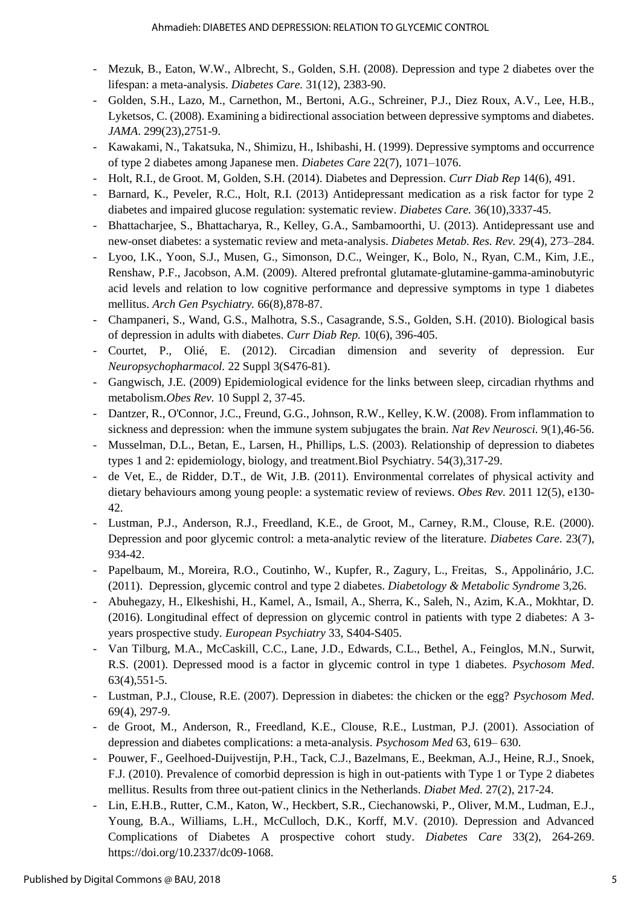- Mezuk, B., Eaton, W.W., Albrecht, S., Golden, S.H. (2008). Depression and type 2 diabetes over the lifespan: a meta-analysis. *Diabetes Care.* 31(12), 2383-90.
- Golden, S.H., Lazo, M., Carnethon, M., Bertoni, A.G., Schreiner, P.J., Diez Roux, A.V., Lee, H.B., Lyketsos, C. (2008). Examining a bidirectional association between depressive symptoms and diabetes. *JAMA.* 299(23),2751-9.
- Kawakami, N., Takatsuka, N., Shimizu, H., Ishibashi, H. (1999). Depressive symptoms and occurrence of type 2 diabetes among Japanese men. *Diabetes Care* 22(7), 1071–1076.
- Holt, R.I., de Groot. M, Golden, S.H. (2014). Diabetes and Depression. *Curr Diab Rep* 14(6), 491.
- Barnard, K., Peveler, R.C., Holt, R.I. (2013) Antidepressant medication as a risk factor for type 2 diabetes and impaired glucose regulation: systematic review. *Diabetes Care.* 36(10),3337-45.
- Bhattacharjee, S., Bhattacharya, R., Kelley, G.A., Sambamoorthi, U. (2013). Antidepressant use and new-onset diabetes: a systematic review and meta-analysis. *Diabetes Metab. Res. Rev.* 29(4), 273–284.
- Lyoo, I.K., Yoon, S.J., Musen, G., Simonson, D.C., Weinger, K., Bolo, N., Ryan, C.M., Kim, J.E., Renshaw, P.F., Jacobson, A.M. (2009). Altered prefrontal glutamate-glutamine-gamma-aminobutyric acid levels and relation to low cognitive performance and depressive symptoms in type 1 diabetes mellitus. *Arch Gen Psychiatry.* 66(8),878-87.
- Champaneri, S., Wand, G.S., Malhotra, S.S., Casagrande, S.S., Golden, S.H. (2010). Biological basis of depression in adults with diabetes. *Curr Diab Rep.* 10(6), 396-405.
- Courtet, P., Olié, E. (2012). Circadian dimension and severity of depression. Eur *Neuropsychopharmacol.* 22 Suppl 3(S476-81).
- Gangwisch, J.E. (2009) Epidemiological evidence for the links between sleep, circadian rhythms and metabolism.*Obes Rev.* 10 Suppl 2, 37-45.
- Dantzer, R., O'Connor, J.C., Freund, G.G., Johnson, R.W., Kelley, K.W. (2008). From inflammation to sickness and depression: when the immune system subjugates the brain. *Nat Rev Neurosci.* 9(1),46-56.
- Musselman, D.L., Betan, E., Larsen, H., Phillips, L.S. (2003). Relationship of depression to diabetes types 1 and 2: epidemiology, biology, and treatment.Biol Psychiatry. 54(3),317-29.
- de Vet, E., de Ridder, D.T., de Wit, J.B. (2011). Environmental correlates of physical activity and dietary behaviours among young people: a systematic review of reviews. *Obes Rev.* 2011 12(5), e130-42.
- Lustman, P.J., Anderson, R.J., Freedland, K.E., de Groot, M., Carney, R.M., Clouse, R.E. (2000). Depression and poor glycemic control: a meta-analytic review of the literature. *Diabetes Care*. 23(7), 934-42.
- Papelbaum, M., Moreira, R.O., Coutinho, W., Kupfer, R., Zagury, L., Freitas, S., Appolinário, J.C. (2011). Depression, glycemic control and type 2 diabetes. *Diabetology & Metabolic Syndrome* 3,26.
- Abuhegazy, H., Elkeshishi, H., Kamel, A., Ismail, A., Sherra, K., Saleh, N., Azim, K.A., Mokhtar, D. (2016). Longitudinal effect of depression on glycemic control in patients with type 2 diabetes: A 3-years prospective study. *European Psychiatry* 33, S404-S405.
- Van Tilburg, M.A., McCaskill, C.C., Lane, J.D., Edwards, C.L., Bethel, A., Feinglos, M.N., Surwit, R.S. (2001). Depressed mood is a factor in glycemic control in type 1 diabetes. *Psychosom Med*. 63(4),551-5.
- Lustman, P.J., Clouse, R.E. (2007). Depression in diabetes: the chicken or the egg? *Psychosom Med*. 69(4), 297-9.
- de Groot, M., Anderson, R., Freedland, K.E., Clouse, R.E., Lustman, P.J. (2001). Association of depression and diabetes complications: a meta-analysis. *Psychosom Med* 63, 619– 630.
- Pouwer, F., Geelhoed-Duijvestijn, P.H., Tack, C.J., Bazelmans, E., Beekman, A.J., Heine, R.J., Snoek, F.J. (2010). Prevalence of comorbid depression is high in out-patients with Type 1 or Type 2 diabetes mellitus. Results from three out-patient clinics in the Netherlands. *Diabet Med.* 27(2), 217-24.
- Lin, E.H.B., Rutter, C.M., Katon, W., Heckbert, S.R., Ciechanowski, P., Oliver, M.M., Ludman, E.J., Young, B.A., Williams, L.H., McCulloch, D.K., Korff, M.V. (2010). Depression and Advanced Complications of Diabetes A prospective cohort study. *Diabetes Care* 33(2), 264-269. https://doi.org/10.2337/dc09-1068.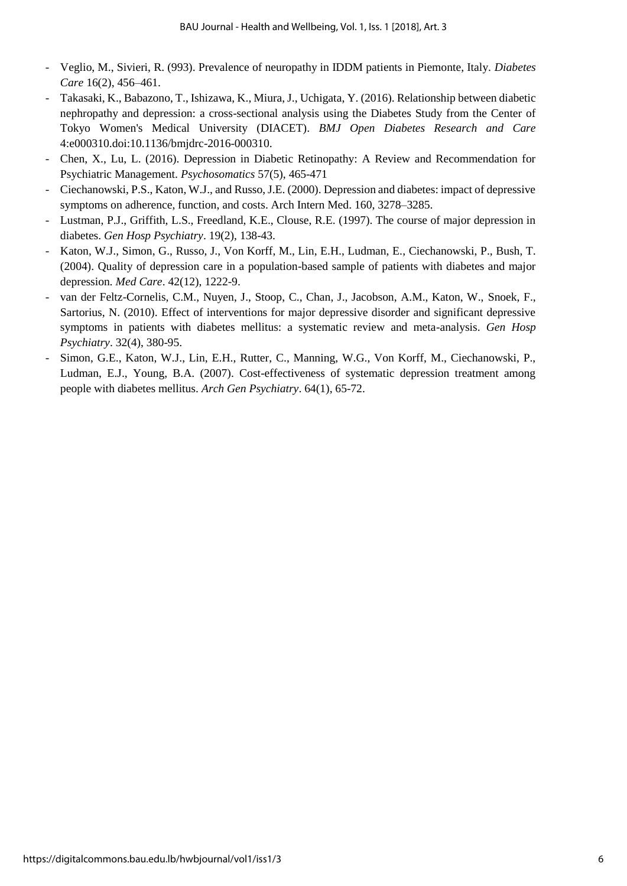- Veglio, M., Sivieri, R. (993). Prevalence of neuropathy in IDDM patients in Piemonte, Italy. *Diabetes Care* 16(2), 456–461.
- Takasaki, K., Babazono, T., Ishizawa, K., Miura, J., Uchigata, Y. (2016). Relationship between diabetic nephropathy and depression: a cross-sectional analysis using the Diabetes Study from the Center of Tokyo Women's Medical University (DIACET). *BMJ Open Diabetes Research and Care* 4:e000310.doi:10.1136/bmjdrc-2016-000310.
- Chen, X., Lu, L. (2016). Depression in Diabetic Retinopathy: A Review and Recommendation for Psychiatric Management. *Psychosomatics* 57(5), 465-471
- Ciechanowski, P.S., Katon, W.J., and Russo, J.E. (2000). Depression and diabetes: impact of depressive symptoms on adherence, function, and costs. Arch Intern Med. 160, 3278–3285.
- Lustman, P.J., Griffith, L.S., Freedland, K.E., Clouse, R.E. (1997). The course of major depression in diabetes. *Gen Hosp Psychiatry*. 19(2), 138-43.
- Katon, W.J., Simon, G., Russo, J., Von Korff, M., Lin, E.H., Ludman, E., Ciechanowski, P., Bush, T. (2004). Quality of depression care in a population-based sample of patients with diabetes and major depression. *Med Care*. 42(12), 1222-9.
- van der Feltz-Cornelis, C.M., Nuyen, J., Stoop, C., Chan, J., Jacobson, A.M., Katon, W., Snoek, F., Sartorius, N. (2010). Effect of interventions for major depressive disorder and significant depressive symptoms in patients with diabetes mellitus: a systematic review and meta-analysis. *Gen Hosp Psychiatry*. 32(4), 380-95.
- Simon, G.E., Katon, W.J., Lin, E.H., Rutter, C., Manning, W.G., Von Korff, M., Ciechanowski, P., Ludman, E.J., Young, B.A. (2007). Cost-effectiveness of systematic depression treatment among people with diabetes mellitus. *Arch Gen Psychiatry*. 64(1), 65-72.